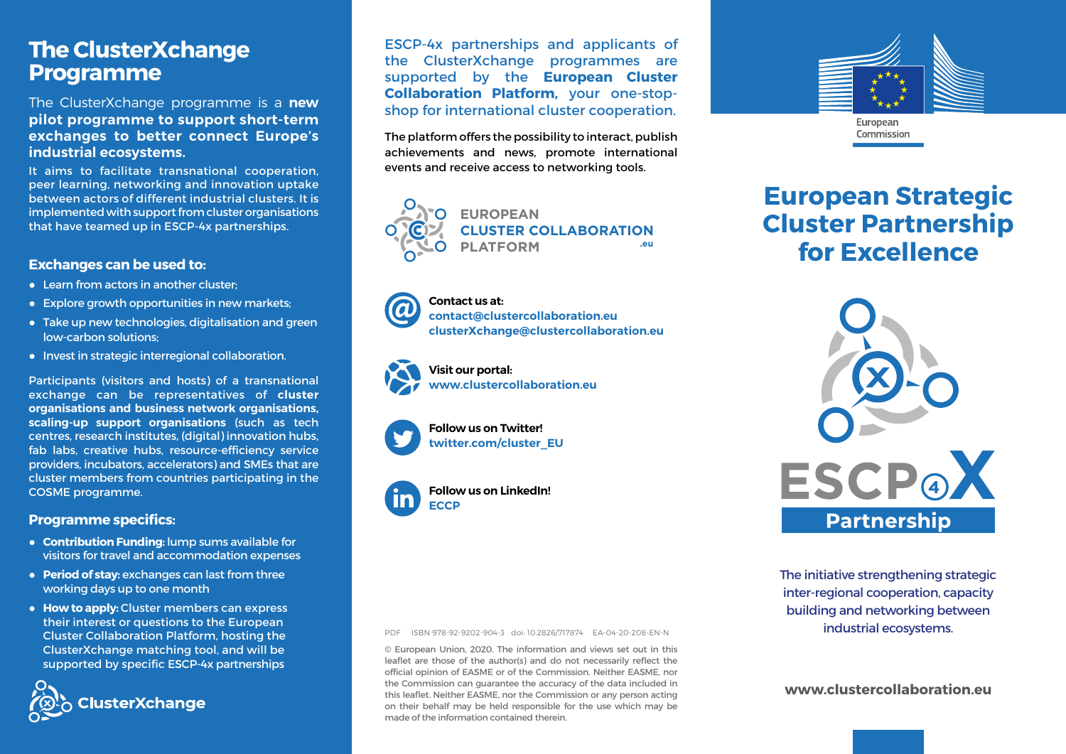# The ClusterXchange Programme

The ClusterXchange programme is a **new pilot programme to support short-term exchanges to better connect Europe's industrial ecosystems.**

It aims to facilitate transnational cooperation, peer learning, networking and innovation uptake between actors of different industrial clusters. It is implemented with support from cluster organisations that have teamed up in ESCP-4x partnerships.

### Exchanges can be used to:

- Learn from actors in another cluster;
- Explore growth opportunities in new markets;
- Take up new technologies, digitalisation and green low-carbon solutions;
- Invest in strategic interregional collaboration.

Participants (visitors and hosts) of a transnational exchange can be representatives of **cluster organisations and business network organisations, scaling-up support organisations** (such as tech centres, research institutes, (digital) innovation hubs, fab labs, creative hubs, resource-efficiency service providers, incubators, accelerators) and SMEs that are cluster members from countries participating in the COSME programme.

### Programme specifics:

- **Contribution Funding:** lump sums available for visitors for travel and accommodation expenses
- **Period of stay:** exchanges can last from three working days up to one month
- **How to apply:** Cluster members can express their interest or questions to the European Cluster Collaboration Platform, hosting the ClusterXchange matching tool, and will be supported by specific ESCP-4x partnerships

**ClusterXchange**

ESCP-4x partnerships and applicants of the ClusterXchange programmes are supported by the **European Cluster Collaboration Platform,** your one-stop-shop for international cluster cooperation.

The platform offers the possibility to interact, publish achievements and news, promote international events and receive access to networking tools.

**EUROPEAN CLUSTER COLLABORATION PLATFORM .eu**

**Contact us at:**
contact@clustercollaboration.eu
clusterXchange@clustercollaboration.eu

**Visit our portal:**
www.clustercollaboration.eu

**Follow us on Twitter!**
twitter.com/cluster_EU

**Follow us on LinkedIn!**
ECCP

PDF ISBN 978-92-9202-904-3 doi: 10.2826/717874 EA-04-20-208-EN-N

© European Union, 2020. The information and views set out in this leaflet are those of the author(s) and do not necessarily reflect the official opinion of EASME or of the Commission. Neither EASME, nor the Commission can guarantee the accuracy of the data included in this leaflet. Neither EASME, nor the Commission or any person acting on their behalf may be held responsible for the use which may be made of the information contained therein.

European Commission

# European Strategic Cluster Partnership for Excellence

ESCP4X Partnership

The initiative strengthening strategic inter-regional cooperation, capacity building and networking between industrial ecosystems.

**www.clustercollaboration.eu**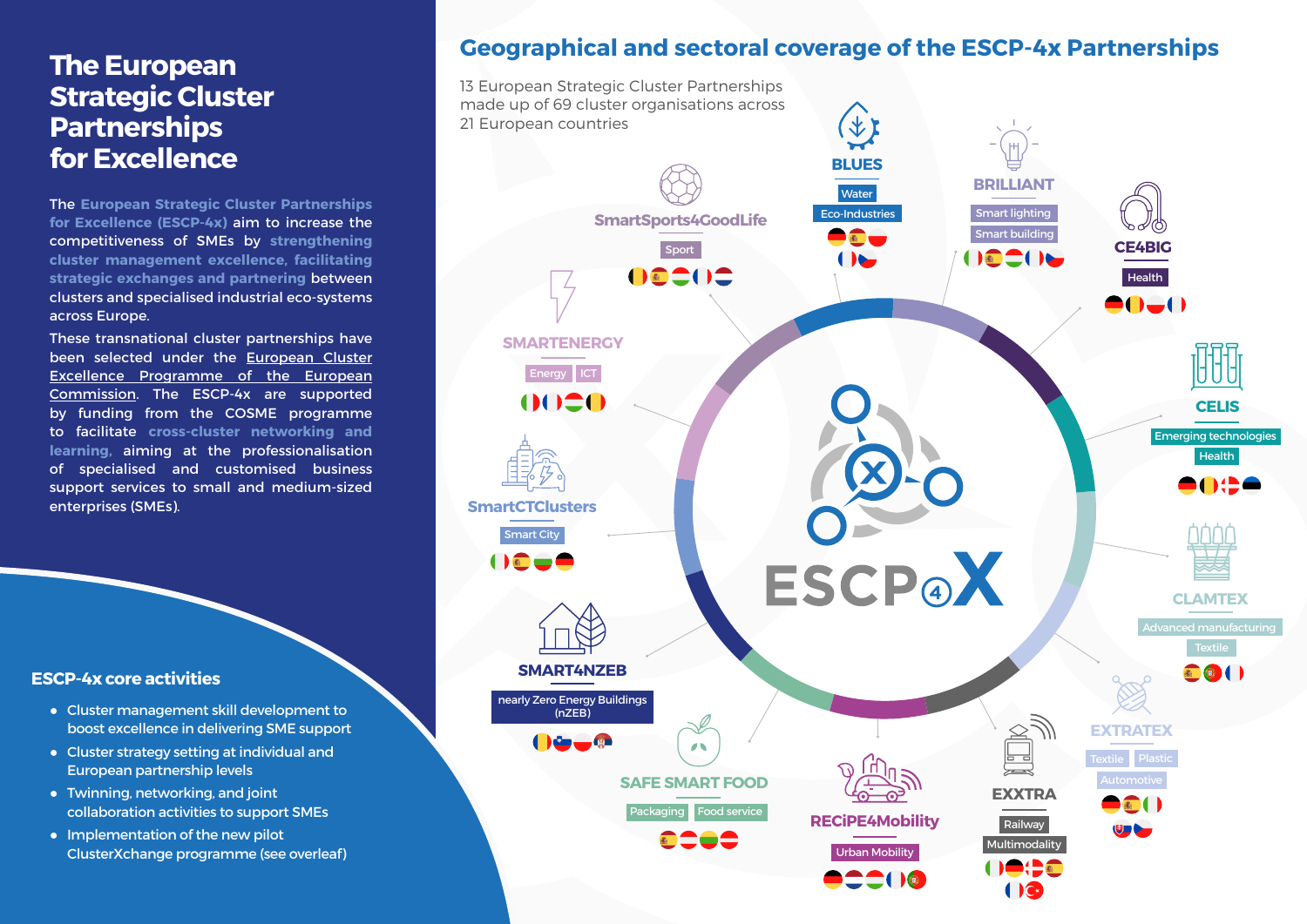# The European Strategic Cluster Partnerships for Excellence

The **European Strategic Cluster Partnerships for Excellence (ESCP-4x)** aim to increase the competitiveness of SMEs by **strengthening cluster management excellence, facilitating strategic exchanges and partnering** between clusters and specialised industrial eco-systems across Europe.

These transnational cluster partnerships have been selected under the European Cluster Excellence Programme of the European Commission. The ESCP-4x are supported by funding from the COSME programme to facilitate **cross-cluster networking and learning**, aiming at the professionalisation of specialised and customised business support services to small and medium-sized enterprises (SMEs).

## ESCP-4x core activities

- Cluster management skill development to boost excellence in delivering SME support
- Cluster strategy setting at individual and European partnership levels
- Twinning, networking, and joint collaboration activities to support SMEs
- Implementation of the new pilot ClusterXchange programme (see overleaf)

## Geographical and sectoral coverage of the ESCP-4x Partnerships

13 European Strategic Cluster Partnerships made up of 69 cluster organisations across 21 European countries

ESCP4X

**BLUES**
Water
Eco-Industries

**BRILLIANT**
Smart lighting
Smart building

**CE4BIG**
Health

**CELIS**
Emerging technologies
Health

**CLAMTEX**
Advanced manufacturing
Textile

**EXTRATEX**
Textile
Plastic
Automotive

**EXXTRA**
Railway
Multimodality

**RECiPE4Mobility**
Urban Mobility

**SAFE SMART FOOD**
Packaging
Food service

**SMART4NZEB**
nearly Zero Energy Buildings (nZEB)

**SmartCTClusters**
Smart City

**SMARTENERGY**
Energy
ICT

**SmartSports4GoodLife**
Sport